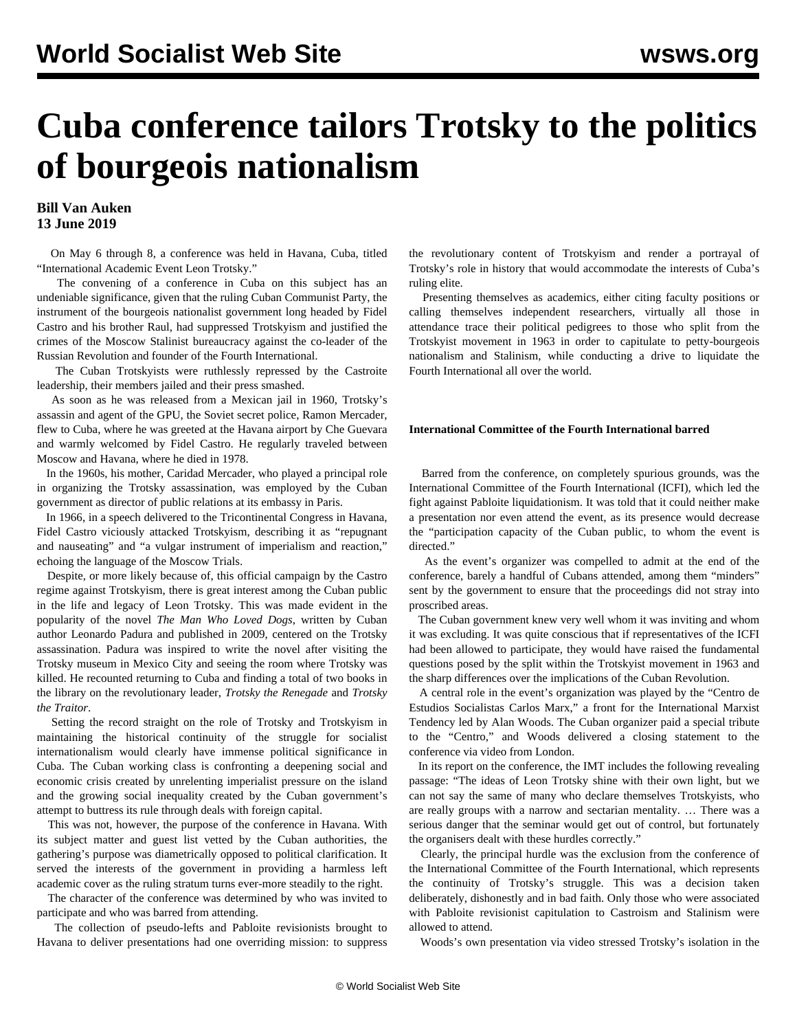# Cuba conference tailors Trotsky to the politics of bourgeois nationalism

**Bill Van Auken**
**13 June 2019**

On May 6 through 8, a conference was held in Havana, Cuba, titled "International Academic Event Leon Trotsky."

The convening of a conference in Cuba on this subject has an undeniable significance, given that the ruling Cuban Communist Party, the instrument of the bourgeois nationalist government long headed by Fidel Castro and his brother Raul, had suppressed Trotskyism and justified the crimes of the Moscow Stalinist bureaucracy against the co-leader of the Russian Revolution and founder of the Fourth International.

The Cuban Trotskyists were ruthlessly repressed by the Castroite leadership, their members jailed and their press smashed.

As soon as he was released from a Mexican jail in 1960, Trotsky's assassin and agent of the GPU, the Soviet secret police, Ramon Mercader, flew to Cuba, where he was greeted at the Havana airport by Che Guevara and warmly welcomed by Fidel Castro. He regularly traveled between Moscow and Havana, where he died in 1978.

In the 1960s, his mother, Caridad Mercader, who played a principal role in organizing the Trotsky assassination, was employed by the Cuban government as director of public relations at its embassy in Paris.

In 1966, in a speech delivered to the Tricontinental Congress in Havana, Fidel Castro viciously attacked Trotskyism, describing it as "repugnant and nauseating" and "a vulgar instrument of imperialism and reaction," echoing the language of the Moscow Trials.

Despite, or more likely because of, this official campaign by the Castro regime against Trotskyism, there is great interest among the Cuban public in the life and legacy of Leon Trotsky. This was made evident in the popularity of the novel *The Man Who Loved Dogs*, written by Cuban author Leonardo Padura and published in 2009, centered on the Trotsky assassination. Padura was inspired to write the novel after visiting the Trotsky museum in Mexico City and seeing the room where Trotsky was killed. He recounted returning to Cuba and finding a total of two books in the library on the revolutionary leader, *Trotsky the Renegade* and *Trotsky the Traitor*.

Setting the record straight on the role of Trotsky and Trotskyism in maintaining the historical continuity of the struggle for socialist internationalism would clearly have immense political significance in Cuba. The Cuban working class is confronting a deepening social and economic crisis created by unrelenting imperialist pressure on the island and the growing social inequality created by the Cuban government's attempt to buttress its rule through deals with foreign capital.

This was not, however, the purpose of the conference in Havana. With its subject matter and guest list vetted by the Cuban authorities, the gathering's purpose was diametrically opposed to political clarification. It served the interests of the government in providing a harmless left academic cover as the ruling stratum turns ever-more steadily to the right.

The character of the conference was determined by who was invited to participate and who was barred from attending.

The collection of pseudo-lefts and Pabloite revisionists brought to Havana to deliver presentations had one overriding mission: to suppress the revolutionary content of Trotskyism and render a portrayal of Trotsky's role in history that would accommodate the interests of Cuba's ruling elite.

Presenting themselves as academics, either citing faculty positions or calling themselves independent researchers, virtually all those in attendance trace their political pedigrees to those who split from the Trotskyist movement in 1963 in order to capitulate to petty-bourgeois nationalism and Stalinism, while conducting a drive to liquidate the Fourth International all over the world.

**International Committee of the Fourth International barred**

Barred from the conference, on completely spurious grounds, was the International Committee of the Fourth International (ICFI), which led the fight against Pabloite liquidationism. It was told that it could neither make a presentation nor even attend the event, as its presence would decrease the "participation capacity of the Cuban public, to whom the event is directed."

As the event's organizer was compelled to admit at the end of the conference, barely a handful of Cubans attended, among them "minders" sent by the government to ensure that the proceedings did not stray into proscribed areas.

The Cuban government knew very well whom it was inviting and whom it was excluding. It was quite conscious that if representatives of the ICFI had been allowed to participate, they would have raised the fundamental questions posed by the split within the Trotskyist movement in 1963 and the sharp differences over the implications of the Cuban Revolution.

A central role in the event's organization was played by the "Centro de Estudios Socialistas Carlos Marx," a front for the International Marxist Tendency led by Alan Woods. The Cuban organizer paid a special tribute to the "Centro," and Woods delivered a closing statement to the conference via video from London.

In its report on the conference, the IMT includes the following revealing passage: "The ideas of Leon Trotsky shine with their own light, but we can not say the same of many who declare themselves Trotskyists, who are really groups with a narrow and sectarian mentality. … There was a serious danger that the seminar would get out of control, but fortunately the organisers dealt with these hurdles correctly."

Clearly, the principal hurdle was the exclusion from the conference of the International Committee of the Fourth International, which represents the continuity of Trotsky's struggle. This was a decision taken deliberately, dishonestly and in bad faith. Only those who were associated with Pabloite revisionist capitulation to Castroism and Stalinism were allowed to attend.

Woods's own presentation via video stressed Trotsky's isolation in the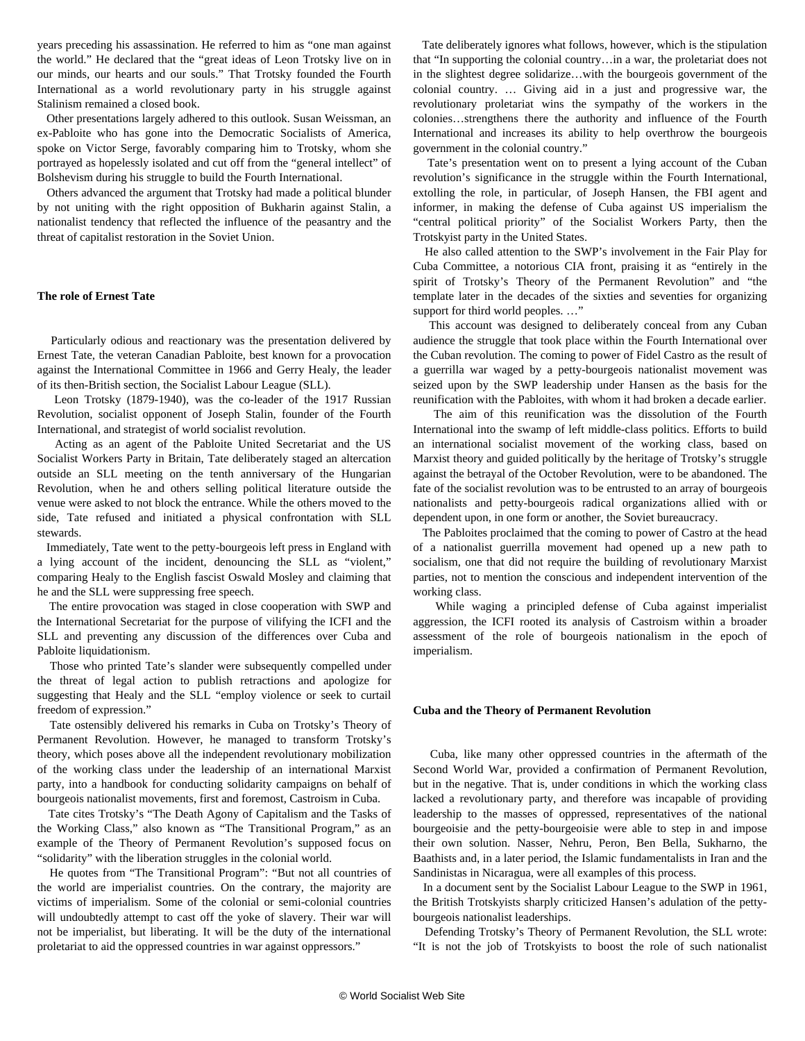years preceding his assassination. He referred to him as "one man against the world." He declared that the "great ideas of Leon Trotsky live on in our minds, our hearts and our souls." That Trotsky founded the Fourth International as a world revolutionary party in his struggle against Stalinism remained a closed book.

Other presentations largely adhered to this outlook. Susan Weissman, an ex-Pabloite who has gone into the Democratic Socialists of America, spoke on Victor Serge, favorably comparing him to Trotsky, whom she portrayed as hopelessly isolated and cut off from the "general intellect" of Bolshevism during his struggle to build the Fourth International.

Others advanced the argument that Trotsky had made a political blunder by not uniting with the right opposition of Bukharin against Stalin, a nationalist tendency that reflected the influence of the peasantry and the threat of capitalist restoration in the Soviet Union.

**The role of Ernest Tate**

Particularly odious and reactionary was the presentation delivered by Ernest Tate, the veteran Canadian Pabloite, best known for a provocation against the International Committee in 1966 and Gerry Healy, the leader of its then-British section, the Socialist Labour League (SLL).

Leon Trotsky (1879-1940), was the co-leader of the 1917 Russian Revolution, socialist opponent of Joseph Stalin, founder of the Fourth International, and strategist of world socialist revolution.

Acting as an agent of the Pabloite United Secretariat and the US Socialist Workers Party in Britain, Tate deliberately staged an altercation outside an SLL meeting on the tenth anniversary of the Hungarian Revolution, when he and others selling political literature outside the venue were asked to not block the entrance. While the others moved to the side, Tate refused and initiated a physical confrontation with SLL stewards.

Immediately, Tate went to the petty-bourgeois left press in England with a lying account of the incident, denouncing the SLL as "violent," comparing Healy to the English fascist Oswald Mosley and claiming that he and the SLL were suppressing free speech.

The entire provocation was staged in close cooperation with SWP and the International Secretariat for the purpose of vilifying the ICFI and the SLL and preventing any discussion of the differences over Cuba and Pabloite liquidationism.

Those who printed Tate's slander were subsequently compelled under the threat of legal action to publish retractions and apologize for suggesting that Healy and the SLL "employ violence or seek to curtail freedom of expression."

Tate ostensibly delivered his remarks in Cuba on Trotsky's Theory of Permanent Revolution. However, he managed to transform Trotsky's theory, which poses above all the independent revolutionary mobilization of the working class under the leadership of an international Marxist party, into a handbook for conducting solidarity campaigns on behalf of bourgeois nationalist movements, first and foremost, Castroism in Cuba.

Tate cites Trotsky's "The Death Agony of Capitalism and the Tasks of the Working Class," also known as "The Transitional Program," as an example of the Theory of Permanent Revolution's supposed focus on "solidarity" with the liberation struggles in the colonial world.

He quotes from "The Transitional Program": "But not all countries of the world are imperialist countries. On the contrary, the majority are victims of imperialism. Some of the colonial or semi-colonial countries will undoubtedly attempt to cast off the yoke of slavery. Their war will not be imperialist, but liberating. It will be the duty of the international proletariat to aid the oppressed countries in war against oppressors."

Tate deliberately ignores what follows, however, which is the stipulation that "In supporting the colonial country…in a war, the proletariat does not in the slightest degree solidarize…with the bourgeois government of the colonial country. … Giving aid in a just and progressive war, the revolutionary proletariat wins the sympathy of the workers in the colonies…strengthens there the authority and influence of the Fourth International and increases its ability to help overthrow the bourgeois government in the colonial country."

Tate's presentation went on to present a lying account of the Cuban revolution's significance in the struggle within the Fourth International, extolling the role, in particular, of Joseph Hansen, the FBI agent and informer, in making the defense of Cuba against US imperialism the "central political priority" of the Socialist Workers Party, then the Trotskyist party in the United States.

He also called attention to the SWP's involvement in the Fair Play for Cuba Committee, a notorious CIA front, praising it as "entirely in the spirit of Trotsky's Theory of the Permanent Revolution" and "the template later in the decades of the sixties and seventies for organizing support for third world peoples. …"

This account was designed to deliberately conceal from any Cuban audience the struggle that took place within the Fourth International over the Cuban revolution. The coming to power of Fidel Castro as the result of a guerrilla war waged by a petty-bourgeois nationalist movement was seized upon by the SWP leadership under Hansen as the basis for the reunification with the Pabloites, with whom it had broken a decade earlier.

The aim of this reunification was the dissolution of the Fourth International into the swamp of left middle-class politics. Efforts to build an international socialist movement of the working class, based on Marxist theory and guided politically by the heritage of Trotsky's struggle against the betrayal of the October Revolution, were to be abandoned. The fate of the socialist revolution was to be entrusted to an array of bourgeois nationalists and petty-bourgeois radical organizations allied with or dependent upon, in one form or another, the Soviet bureaucracy.

The Pabloites proclaimed that the coming to power of Castro at the head of a nationalist guerrilla movement had opened up a new path to socialism, one that did not require the building of revolutionary Marxist parties, not to mention the conscious and independent intervention of the working class.

While waging a principled defense of Cuba against imperialist aggression, the ICFI rooted its analysis of Castroism within a broader assessment of the role of bourgeois nationalism in the epoch of imperialism.

**Cuba and the Theory of Permanent Revolution**

Cuba, like many other oppressed countries in the aftermath of the Second World War, provided a confirmation of Permanent Revolution, but in the negative. That is, under conditions in which the working class lacked a revolutionary party, and therefore was incapable of providing leadership to the masses of oppressed, representatives of the national bourgeoisie and the petty-bourgeoisie were able to step in and impose their own solution. Nasser, Nehru, Peron, Ben Bella, Sukharno, the Baathists and, in a later period, the Islamic fundamentalists in Iran and the Sandinistas in Nicaragua, were all examples of this process.

In a document sent by the Socialist Labour League to the SWP in 1961, the British Trotskyists sharply criticized Hansen's adulation of the petty-bourgeois nationalist leaderships.

Defending Trotsky's Theory of Permanent Revolution, the SLL wrote: "It is not the job of Trotskyists to boost the role of such nationalist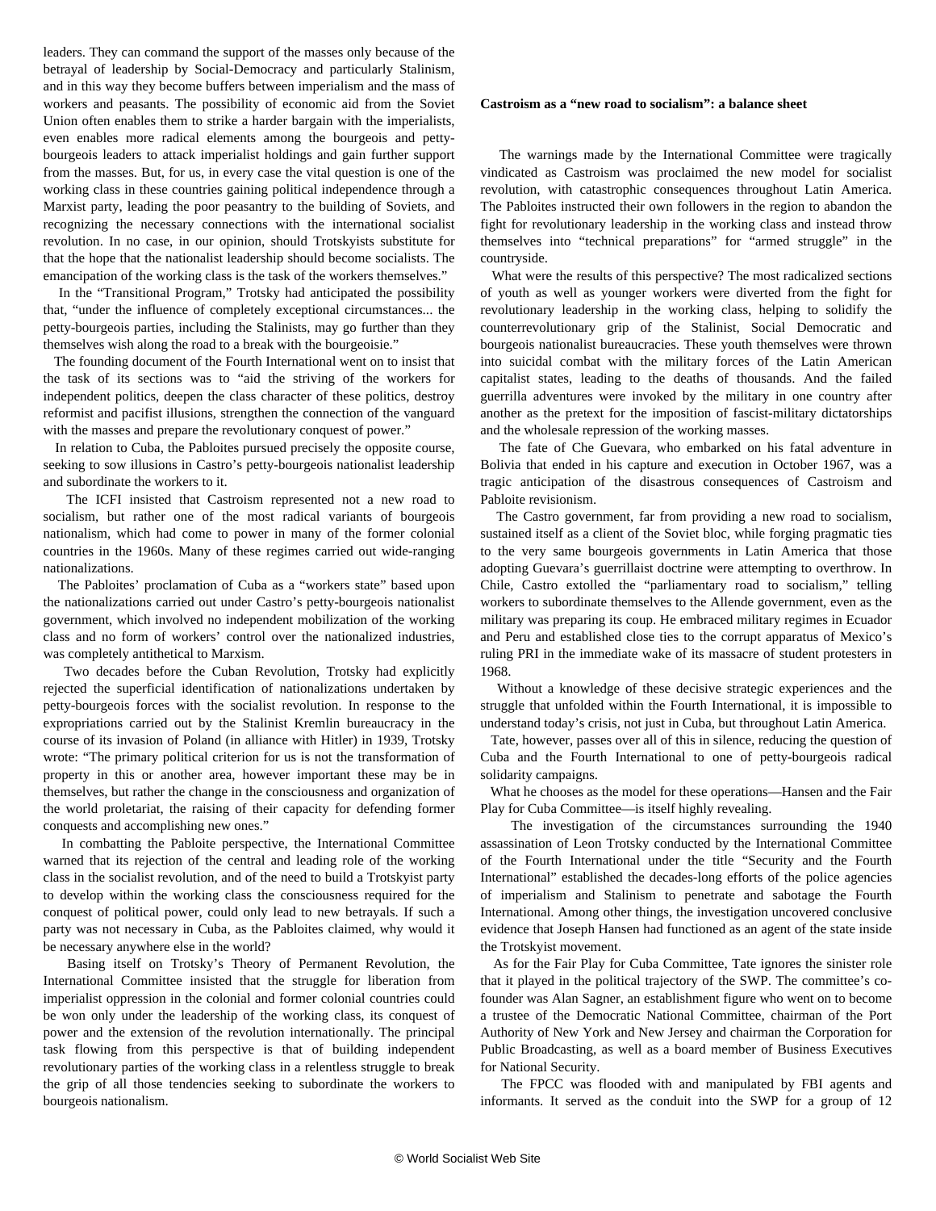leaders. They can command the support of the masses only because of the betrayal of leadership by Social-Democracy and particularly Stalinism, and in this way they become buffers between imperialism and the mass of workers and peasants. The possibility of economic aid from the Soviet Union often enables them to strike a harder bargain with the imperialists, even enables more radical elements among the bourgeois and petty-bourgeois leaders to attack imperialist holdings and gain further support from the masses. But, for us, in every case the vital question is one of the working class in these countries gaining political independence through a Marxist party, leading the poor peasantry to the building of Soviets, and recognizing the necessary connections with the international socialist revolution. In no case, in our opinion, should Trotskyists substitute for that the hope that the nationalist leadership should become socialists. The emancipation of the working class is the task of the workers themselves."

In the "Transitional Program," Trotsky had anticipated the possibility that, "under the influence of completely exceptional circumstances... the petty-bourgeois parties, including the Stalinists, may go further than they themselves wish along the road to a break with the bourgeoisie."

The founding document of the Fourth International went on to insist that the task of its sections was to "aid the striving of the workers for independent politics, deepen the class character of these politics, destroy reformist and pacifist illusions, strengthen the connection of the vanguard with the masses and prepare the revolutionary conquest of power."

In relation to Cuba, the Pabloites pursued precisely the opposite course, seeking to sow illusions in Castro's petty-bourgeois nationalist leadership and subordinate the workers to it.

The ICFI insisted that Castroism represented not a new road to socialism, but rather one of the most radical variants of bourgeois nationalism, which had come to power in many of the former colonial countries in the 1960s. Many of these regimes carried out wide-ranging nationalizations.

The Pabloites' proclamation of Cuba as a "workers state" based upon the nationalizations carried out under Castro's petty-bourgeois nationalist government, which involved no independent mobilization of the working class and no form of workers' control over the nationalized industries, was completely antithetical to Marxism.

Two decades before the Cuban Revolution, Trotsky had explicitly rejected the superficial identification of nationalizations undertaken by petty-bourgeois forces with the socialist revolution. In response to the expropriations carried out by the Stalinist Kremlin bureaucracy in the course of its invasion of Poland (in alliance with Hitler) in 1939, Trotsky wrote: "The primary political criterion for us is not the transformation of property in this or another area, however important these may be in themselves, but rather the change in the consciousness and organization of the world proletariat, the raising of their capacity for defending former conquests and accomplishing new ones."

In combatting the Pabloite perspective, the International Committee warned that its rejection of the central and leading role of the working class in the socialist revolution, and of the need to build a Trotskyist party to develop within the working class the consciousness required for the conquest of political power, could only lead to new betrayals. If such a party was not necessary in Cuba, as the Pabloites claimed, why would it be necessary anywhere else in the world?

Basing itself on Trotsky's Theory of Permanent Revolution, the International Committee insisted that the struggle for liberation from imperialist oppression in the colonial and former colonial countries could be won only under the leadership of the working class, its conquest of power and the extension of the revolution internationally. The principal task flowing from this perspective is that of building independent revolutionary parties of the working class in a relentless struggle to break the grip of all those tendencies seeking to subordinate the workers to bourgeois nationalism.

**Castroism as a "new road to socialism": a balance sheet**

The warnings made by the International Committee were tragically vindicated as Castroism was proclaimed the new model for socialist revolution, with catastrophic consequences throughout Latin America. The Pabloites instructed their own followers in the region to abandon the fight for revolutionary leadership in the working class and instead throw themselves into "technical preparations" for "armed struggle" in the countryside.

What were the results of this perspective? The most radicalized sections of youth as well as younger workers were diverted from the fight for revolutionary leadership in the working class, helping to solidify the counterrevolutionary grip of the Stalinist, Social Democratic and bourgeois nationalist bureaucracies. These youth themselves were thrown into suicidal combat with the military forces of the Latin American capitalist states, leading to the deaths of thousands. And the failed guerrilla adventures were invoked by the military in one country after another as the pretext for the imposition of fascist-military dictatorships and the wholesale repression of the working masses.

The fate of Che Guevara, who embarked on his fatal adventure in Bolivia that ended in his capture and execution in October 1967, was a tragic anticipation of the disastrous consequences of Castroism and Pabloite revisionism.

The Castro government, far from providing a new road to socialism, sustained itself as a client of the Soviet bloc, while forging pragmatic ties to the very same bourgeois governments in Latin America that those adopting Guevara's guerrillaist doctrine were attempting to overthrow. In Chile, Castro extolled the "parliamentary road to socialism," telling workers to subordinate themselves to the Allende government, even as the military was preparing its coup. He embraced military regimes in Ecuador and Peru and established close ties to the corrupt apparatus of Mexico's ruling PRI in the immediate wake of its massacre of student protesters in 1968.

Without a knowledge of these decisive strategic experiences and the struggle that unfolded within the Fourth International, it is impossible to understand today's crisis, not just in Cuba, but throughout Latin America.

Tate, however, passes over all of this in silence, reducing the question of Cuba and the Fourth International to one of petty-bourgeois radical solidarity campaigns.

What he chooses as the model for these operations—Hansen and the Fair Play for Cuba Committee—is itself highly revealing.

The investigation of the circumstances surrounding the 1940 assassination of Leon Trotsky conducted by the International Committee of the Fourth International under the title "Security and the Fourth International" established the decades-long efforts of the police agencies of imperialism and Stalinism to penetrate and sabotage the Fourth International. Among other things, the investigation uncovered conclusive evidence that Joseph Hansen had functioned as an agent of the state inside the Trotskyist movement.

As for the Fair Play for Cuba Committee, Tate ignores the sinister role that it played in the political trajectory of the SWP. The committee's co-founder was Alan Sagner, an establishment figure who went on to become a trustee of the Democratic National Committee, chairman of the Port Authority of New York and New Jersey and chairman the Corporation for Public Broadcasting, as well as a board member of Business Executives for National Security.

The FPCC was flooded with and manipulated by FBI agents and informants. It served as the conduit into the SWP for a group of 12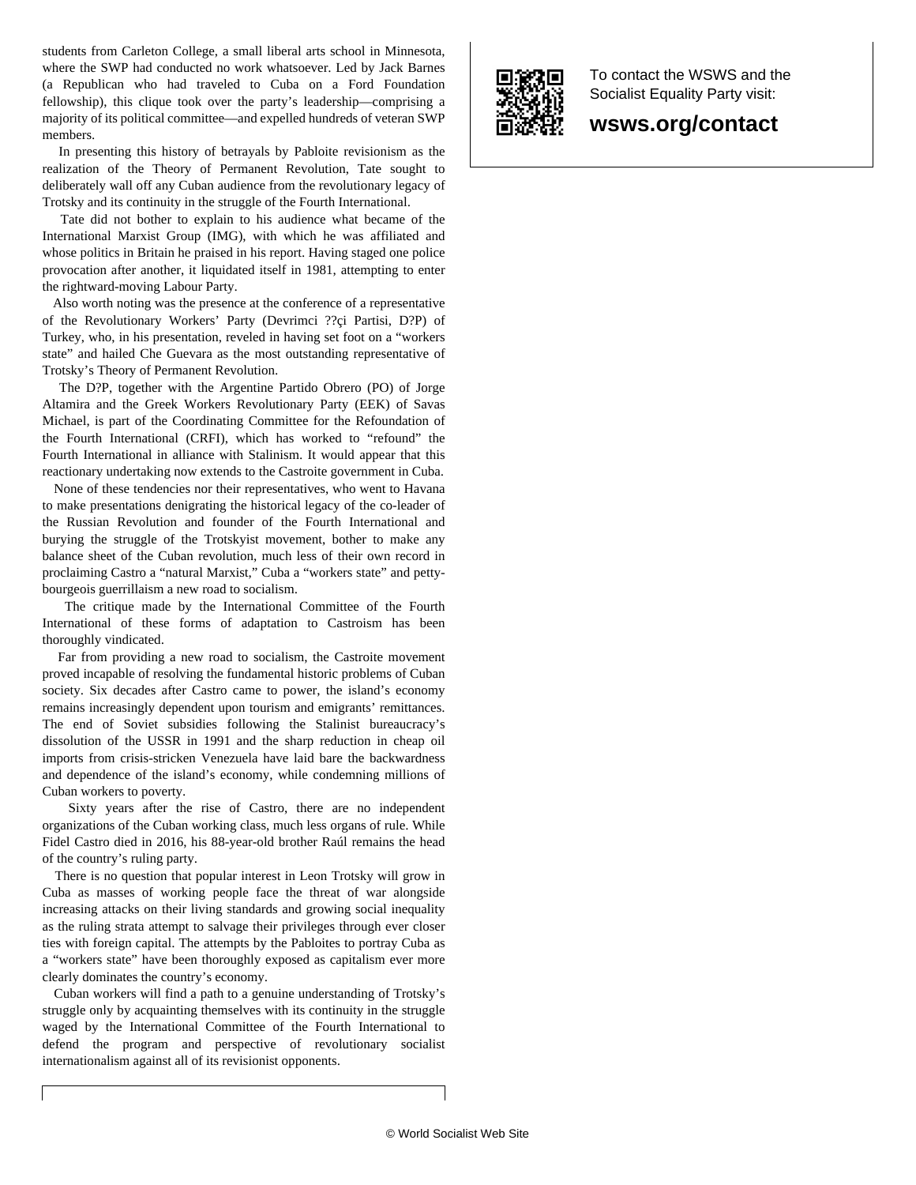students from Carleton College, a small liberal arts school in Minnesota, where the SWP had conducted no work whatsoever. Led by Jack Barnes (a Republican who had traveled to Cuba on a Ford Foundation fellowship), this clique took over the party's leadership—comprising a majority of its political committee—and expelled hundreds of veteran SWP members.

In presenting this history of betrayals by Pabloite revisionism as the realization of the Theory of Permanent Revolution, Tate sought to deliberately wall off any Cuban audience from the revolutionary legacy of Trotsky and its continuity in the struggle of the Fourth International.

Tate did not bother to explain to his audience what became of the International Marxist Group (IMG), with which he was affiliated and whose politics in Britain he praised in his report. Having staged one police provocation after another, it liquidated itself in 1981, attempting to enter the rightward-moving Labour Party.

Also worth noting was the presence at the conference of a representative of the Revolutionary Workers' Party (Devrimci ??çi Partisi, D?P) of Turkey, who, in his presentation, reveled in having set foot on a "workers state" and hailed Che Guevara as the most outstanding representative of Trotsky's Theory of Permanent Revolution.

The D?P, together with the Argentine Partido Obrero (PO) of Jorge Altamira and the Greek Workers Revolutionary Party (EEK) of Savas Michael, is part of the Coordinating Committee for the Refoundation of the Fourth International (CRFI), which has worked to "refound" the Fourth International in alliance with Stalinism. It would appear that this reactionary undertaking now extends to the Castroite government in Cuba.

None of these tendencies nor their representatives, who went to Havana to make presentations denigrating the historical legacy of the co-leader of the Russian Revolution and founder of the Fourth International and burying the struggle of the Trotskyist movement, bother to make any balance sheet of the Cuban revolution, much less of their own record in proclaiming Castro a "natural Marxist," Cuba a "workers state" and petty-bourgeois guerrillaism a new road to socialism.

The critique made by the International Committee of the Fourth International of these forms of adaptation to Castroism has been thoroughly vindicated.

Far from providing a new road to socialism, the Castroite movement proved incapable of resolving the fundamental historic problems of Cuban society. Six decades after Castro came to power, the island's economy remains increasingly dependent upon tourism and emigrants' remittances. The end of Soviet subsidies following the Stalinist bureaucracy's dissolution of the USSR in 1991 and the sharp reduction in cheap oil imports from crisis-stricken Venezuela have laid bare the backwardness and dependence of the island's economy, while condemning millions of Cuban workers to poverty.

Sixty years after the rise of Castro, there are no independent organizations of the Cuban working class, much less organs of rule. While Fidel Castro died in 2016, his 88-year-old brother Raúl remains the head of the country's ruling party.

There is no question that popular interest in Leon Trotsky will grow in Cuba as masses of working people face the threat of war alongside increasing attacks on their living standards and growing social inequality as the ruling strata attempt to salvage their privileges through ever closer ties with foreign capital. The attempts by the Pabloites to portray Cuba as a "workers state" have been thoroughly exposed as capitalism ever more clearly dominates the country's economy.

Cuban workers will find a path to a genuine understanding of Trotsky's struggle only by acquainting themselves with its continuity in the struggle waged by the International Committee of the Fourth International to defend the program and perspective of revolutionary socialist internationalism against all of its revisionist opponents.

To contact the WSWS and the Socialist Equality Party visit:

**wsws.org/contact**